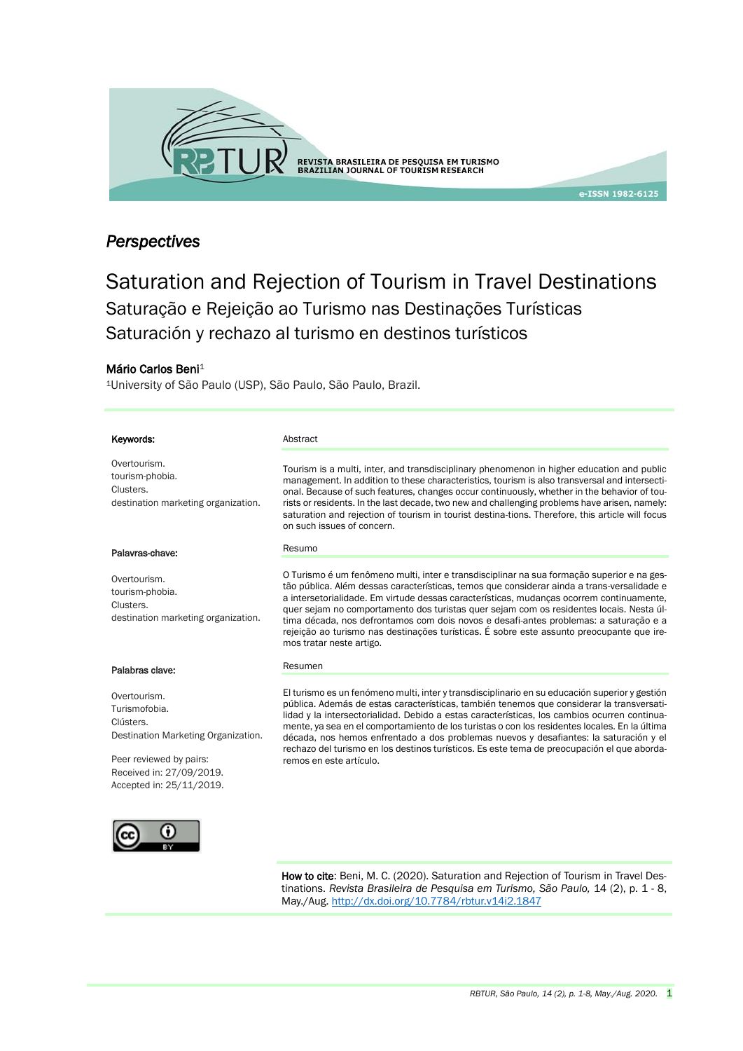*Perspectives*

# Saturation and Rejection of Tourism in Travel Destinations

## Saturação e Rejeição ao Turismo nas Destinações Turísticas

## Saturación y rechazo al turismo en destinos turísticos

**Mário Carlos Beni**[1]

[1]University of São Paulo (USP), São Paulo, São Paulo, Brazil.

**Keywords:**

Overtourism.
tourism-phobia.
Clusters.
destination marketing organization.

**Abstract**

Tourism is a multi, inter, and transdisciplinary phenomenon in higher education and public management. In addition to these characteristics, tourism is also transversal and intersectional. Because of such features, changes occur continuously, whether in the behavior of tourists or residents. In the last decade, two new and challenging problems have arisen, namely: saturation and rejection of tourism in tourist destina-tions. Therefore, this article will focus on such issues of concern.

**Palavras-chave:**

Overtourism.
tourism-phobia.
Clusters.
destination marketing organization.

**Resumo**

O Turismo é um fenômeno multi, inter e transdisciplinar na sua formação superior e na gestão pública. Além dessas características, temos que considerar ainda a trans-versalidade e a intersetorialidade. Em virtude dessas características, mudanças ocorrem continuamente, quer sejam no comportamento dos turistas quer sejam com os residentes locais. Nesta última década, nos defrontamos com dois novos e desafi-antes problemas: a saturação e a rejeição ao turismo nas destinações turísticas. É sobre este assunto preocupante que iremos tratar neste artigo.

**Palabras clave:**

Overtourism.
Turismofobia.
Clústers.
Destination Marketing Organization.

**Resumen**

El turismo es un fenómeno multi, inter y transdisciplinario en su educación superior y gestión pública. Además de estas características, también tenemos que considerar la transversatilidad y la intersectorialidad. Debido a estas características, los cambios ocurren continuamente, ya sea en el comportamiento de los turistas o con los residentes locales. En la última década, nos hemos enfrentado a dos problemas nuevos y desafiantes: la saturación y el rechazo del turismo en los destinos turísticos. Es este tema de preocupación el que abordaremos en este artículo.

Peer reviewed by pairs:
Received in: 27/09/2019.
Accepted in: 25/11/2019.

**How to cite**: Beni, M. C. (2020). Saturation and Rejection of Tourism in Travel Destinations. *Revista Brasileira de Pesquisa em Turismo, São Paulo,* 14 (2), p. 1 - 8, May./Aug. http://dx.doi.org/10.7784/rbtur.v14i2.1847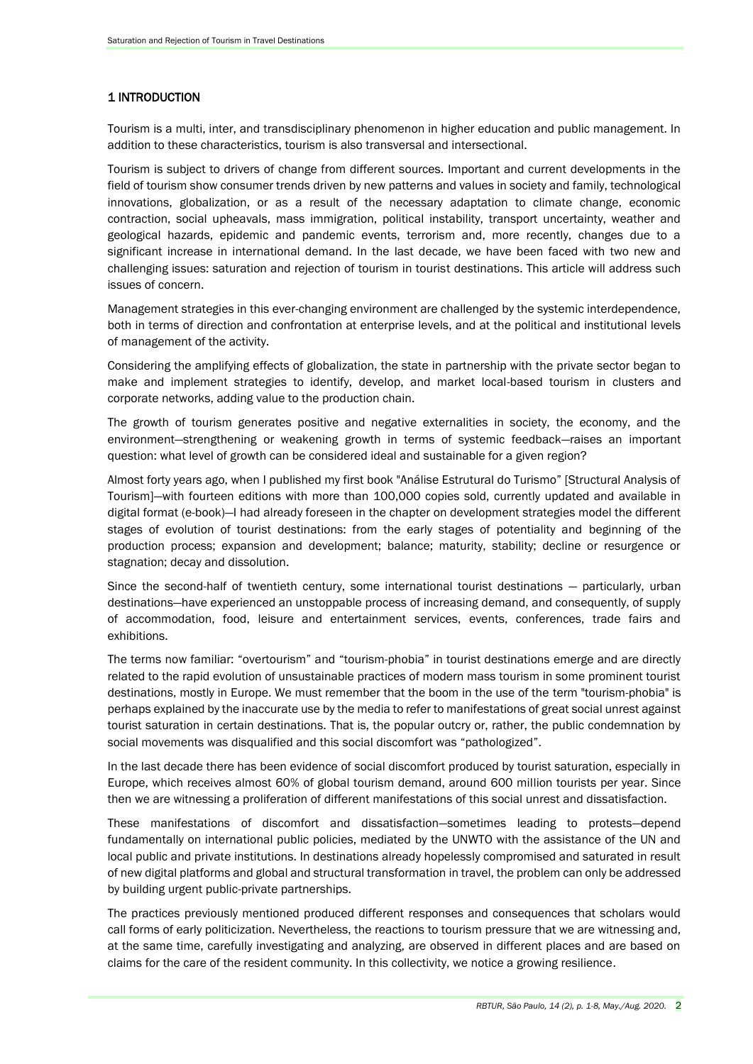## 1 INTRODUCTION

Tourism is a multi, inter, and transdisciplinary phenomenon in higher education and public management. In addition to these characteristics, tourism is also transversal and intersectional.

Tourism is subject to drivers of change from different sources. Important and current developments in the field of tourism show consumer trends driven by new patterns and values in society and family, technological innovations, globalization, or as a result of the necessary adaptation to climate change, economic contraction, social upheavals, mass immigration, political instability, transport uncertainty, weather and geological hazards, epidemic and pandemic events, terrorism and, more recently, changes due to a significant increase in international demand. In the last decade, we have been faced with two new and challenging issues: saturation and rejection of tourism in tourist destinations. This article will address such issues of concern.

Management strategies in this ever-changing environment are challenged by the systemic interdependence, both in terms of direction and confrontation at enterprise levels, and at the political and institutional levels of management of the activity.

Considering the amplifying effects of globalization, the state in partnership with the private sector began to make and implement strategies to identify, develop, and market local-based tourism in clusters and corporate networks, adding value to the production chain.

The growth of tourism generates positive and negative externalities in society, the economy, and the environment—strengthening or weakening growth in terms of systemic feedback—raises an important question: what level of growth can be considered ideal and sustainable for a given region?

Almost forty years ago, when I published my first book "Análise Estrutural do Turismo" [Structural Analysis of Tourism]—with fourteen editions with more than 100,000 copies sold, currently updated and available in digital format (e-book)—I had already foreseen in the chapter on development strategies model the different stages of evolution of tourist destinations: from the early stages of potentiality and beginning of the production process; expansion and development; balance; maturity, stability; decline or resurgence or stagnation; decay and dissolution.

Since the second-half of twentieth century, some international tourist destinations — particularly, urban destinations—have experienced an unstoppable process of increasing demand, and consequently, of supply of accommodation, food, leisure and entertainment services, events, conferences, trade fairs and exhibitions.

The terms now familiar: "overtourism" and "tourism-phobia" in tourist destinations emerge and are directly related to the rapid evolution of unsustainable practices of modern mass tourism in some prominent tourist destinations, mostly in Europe. We must remember that the boom in the use of the term "tourism-phobia" is perhaps explained by the inaccurate use by the media to refer to manifestations of great social unrest against tourist saturation in certain destinations. That is, the popular outcry or, rather, the public condemnation by social movements was disqualified and this social discomfort was "pathologized".

In the last decade there has been evidence of social discomfort produced by tourist saturation, especially in Europe, which receives almost 60% of global tourism demand, around 600 million tourists per year. Since then we are witnessing a proliferation of different manifestations of this social unrest and dissatisfaction.

These manifestations of discomfort and dissatisfaction—sometimes leading to protests—depend fundamentally on international public policies, mediated by the UNWTO with the assistance of the UN and local public and private institutions. In destinations already hopelessly compromised and saturated in result of new digital platforms and global and structural transformation in travel, the problem can only be addressed by building urgent public-private partnerships.

The practices previously mentioned produced different responses and consequences that scholars would call forms of early politicization. Nevertheless, the reactions to tourism pressure that we are witnessing and, at the same time, carefully investigating and analyzing, are observed in different places and are based on claims for the care of the resident community. In this collectivity, we notice a growing resilience.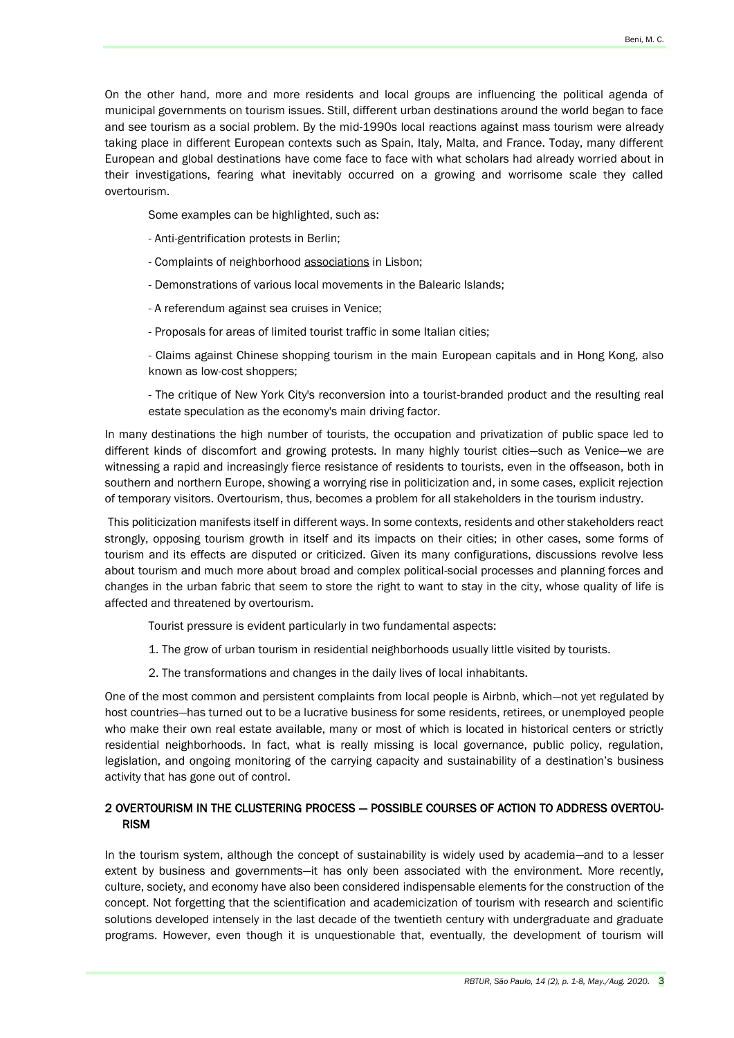On the other hand, more and more residents and local groups are influencing the political agenda of municipal governments on tourism issues. Still, different urban destinations around the world began to face and see tourism as a social problem. By the mid-1990s local reactions against mass tourism were already taking place in different European contexts such as Spain, Italy, Malta, and France. Today, many different European and global destinations have come face to face with what scholars had already worried about in their investigations, fearing what inevitably occurred on a growing and worrisome scale they called overtourism.

Some examples can be highlighted, such as:

- Anti-gentrification protests in Berlin;
- Complaints of neighborhood associations in Lisbon;
- Demonstrations of various local movements in the Balearic Islands;
- A referendum against sea cruises in Venice;
- Proposals for areas of limited tourist traffic in some Italian cities;
- Claims against Chinese shopping tourism in the main European capitals and in Hong Kong, also known as low-cost shoppers;
- The critique of New York City's reconversion into a tourist-branded product and the resulting real estate speculation as the economy's main driving factor.

In many destinations the high number of tourists, the occupation and privatization of public space led to different kinds of discomfort and growing protests. In many highly tourist cities—such as Venice—we are witnessing a rapid and increasingly fierce resistance of residents to tourists, even in the offseason, both in southern and northern Europe, showing a worrying rise in politicization and, in some cases, explicit rejection of temporary visitors. Overtourism, thus, becomes a problem for all stakeholders in the tourism industry.

This politicization manifests itself in different ways. In some contexts, residents and other stakeholders react strongly, opposing tourism growth in itself and its impacts on their cities; in other cases, some forms of tourism and its effects are disputed or criticized. Given its many configurations, discussions revolve less about tourism and much more about broad and complex political-social processes and planning forces and changes in the urban fabric that seem to store the right to want to stay in the city, whose quality of life is affected and threatened by overtourism.

Tourist pressure is evident particularly in two fundamental aspects:

1. The grow of urban tourism in residential neighborhoods usually little visited by tourists.
2. The transformations and changes in the daily lives of local inhabitants.

One of the most common and persistent complaints from local people is Airbnb, which—not yet regulated by host countries—has turned out to be a lucrative business for some residents, retirees, or unemployed people who make their own real estate available, many or most of which is located in historical centers or strictly residential neighborhoods. In fact, what is really missing is local governance, public policy, regulation, legislation, and ongoing monitoring of the carrying capacity and sustainability of a destination's business activity that has gone out of control.

## 2 OVERTOURISM IN THE CLUSTERING PROCESS — POSSIBLE COURSES OF ACTION TO ADDRESS OVERTOURISM

In the tourism system, although the concept of sustainability is widely used by academia—and to a lesser extent by business and governments—it has only been associated with the environment. More recently, culture, society, and economy have also been considered indispensable elements for the construction of the concept. Not forgetting that the scientification and academicization of tourism with research and scientific solutions developed intensely in the last decade of the twentieth century with undergraduate and graduate programs. However, even though it is unquestionable that, eventually, the development of tourism will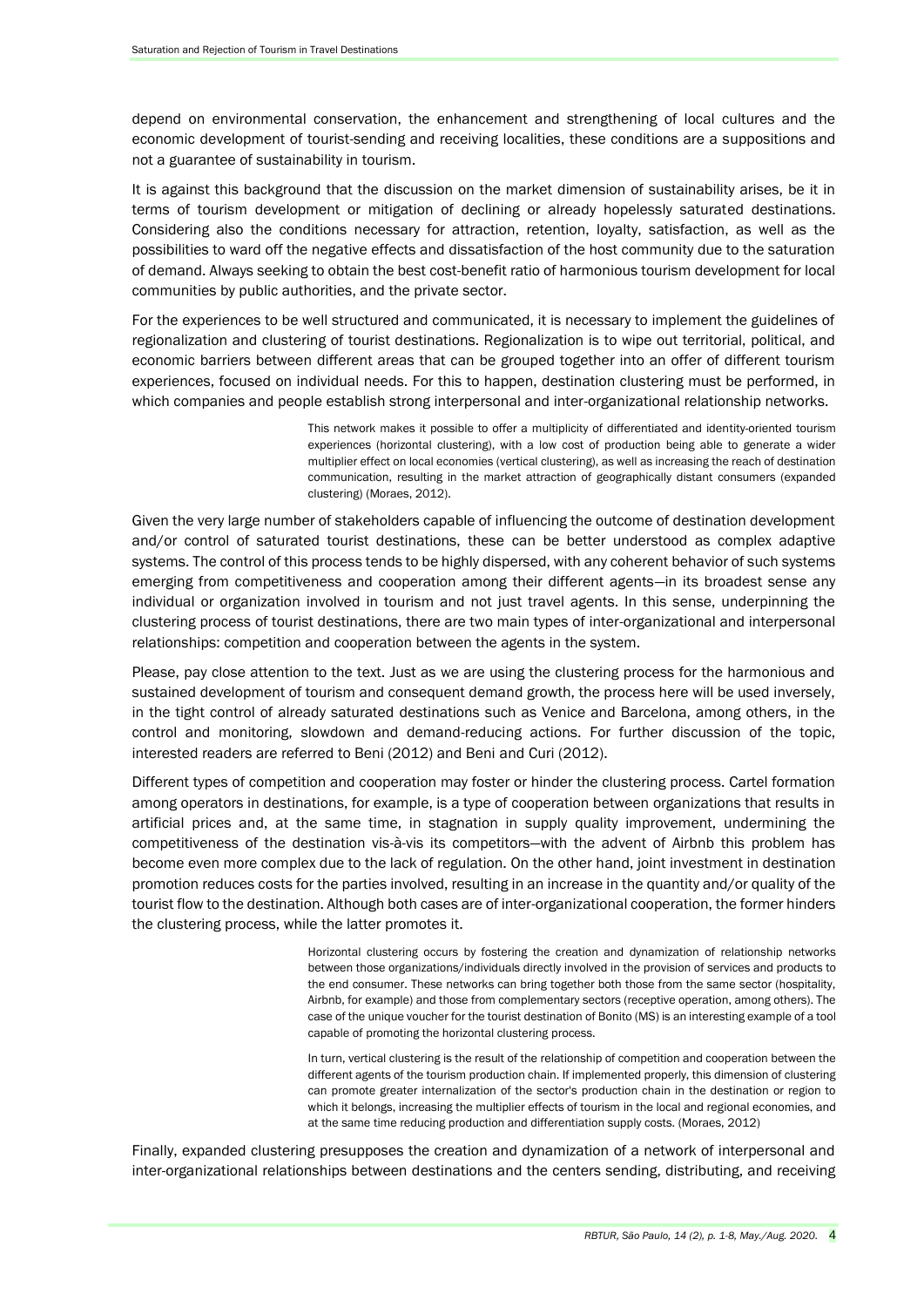depend on environmental conservation, the enhancement and strengthening of local cultures and the economic development of tourist-sending and receiving localities, these conditions are a suppositions and not a guarantee of sustainability in tourism.

It is against this background that the discussion on the market dimension of sustainability arises, be it in terms of tourism development or mitigation of declining or already hopelessly saturated destinations. Considering also the conditions necessary for attraction, retention, loyalty, satisfaction, as well as the possibilities to ward off the negative effects and dissatisfaction of the host community due to the saturation of demand. Always seeking to obtain the best cost-benefit ratio of harmonious tourism development for local communities by public authorities, and the private sector.

For the experiences to be well structured and communicated, it is necessary to implement the guidelines of regionalization and clustering of tourist destinations. Regionalization is to wipe out territorial, political, and economic barriers between different areas that can be grouped together into an offer of different tourism experiences, focused on individual needs. For this to happen, destination clustering must be performed, in which companies and people establish strong interpersonal and inter-organizational relationship networks.

> This network makes it possible to offer a multiplicity of differentiated and identity-oriented tourism experiences (horizontal clustering), with a low cost of production being able to generate a wider multiplier effect on local economies (vertical clustering), as well as increasing the reach of destination communication, resulting in the market attraction of geographically distant consumers (expanded clustering) (Moraes, 2012).

Given the very large number of stakeholders capable of influencing the outcome of destination development and/or control of saturated tourist destinations, these can be better understood as complex adaptive systems. The control of this process tends to be highly dispersed, with any coherent behavior of such systems emerging from competitiveness and cooperation among their different agents—in its broadest sense any individual or organization involved in tourism and not just travel agents. In this sense, underpinning the clustering process of tourist destinations, there are two main types of inter-organizational and interpersonal relationships: competition and cooperation between the agents in the system.

Please, pay close attention to the text. Just as we are using the clustering process for the harmonious and sustained development of tourism and consequent demand growth, the process here will be used inversely, in the tight control of already saturated destinations such as Venice and Barcelona, among others, in the control and monitoring, slowdown and demand-reducing actions. For further discussion of the topic, interested readers are referred to Beni (2012) and Beni and Curi (2012).

Different types of competition and cooperation may foster or hinder the clustering process. Cartel formation among operators in destinations, for example, is a type of cooperation between organizations that results in artificial prices and, at the same time, in stagnation in supply quality improvement, undermining the competitiveness of the destination vis-à-vis its competitors—with the advent of Airbnb this problem has become even more complex due to the lack of regulation. On the other hand, joint investment in destination promotion reduces costs for the parties involved, resulting in an increase in the quantity and/or quality of the tourist flow to the destination. Although both cases are of inter-organizational cooperation, the former hinders the clustering process, while the latter promotes it.

> Horizontal clustering occurs by fostering the creation and dynamization of relationship networks between those organizations/individuals directly involved in the provision of services and products to the end consumer. These networks can bring together both those from the same sector (hospitality, Airbnb, for example) and those from complementary sectors (receptive operation, among others). The case of the unique voucher for the tourist destination of Bonito (MS) is an interesting example of a tool capable of promoting the horizontal clustering process.
>
> In turn, vertical clustering is the result of the relationship of competition and cooperation between the different agents of the tourism production chain. If implemented properly, this dimension of clustering can promote greater internalization of the sector's production chain in the destination or region to which it belongs, increasing the multiplier effects of tourism in the local and regional economies, and at the same time reducing production and differentiation supply costs. (Moraes, 2012)

Finally, expanded clustering presupposes the creation and dynamization of a network of interpersonal and inter-organizational relationships between destinations and the centers sending, distributing, and receiving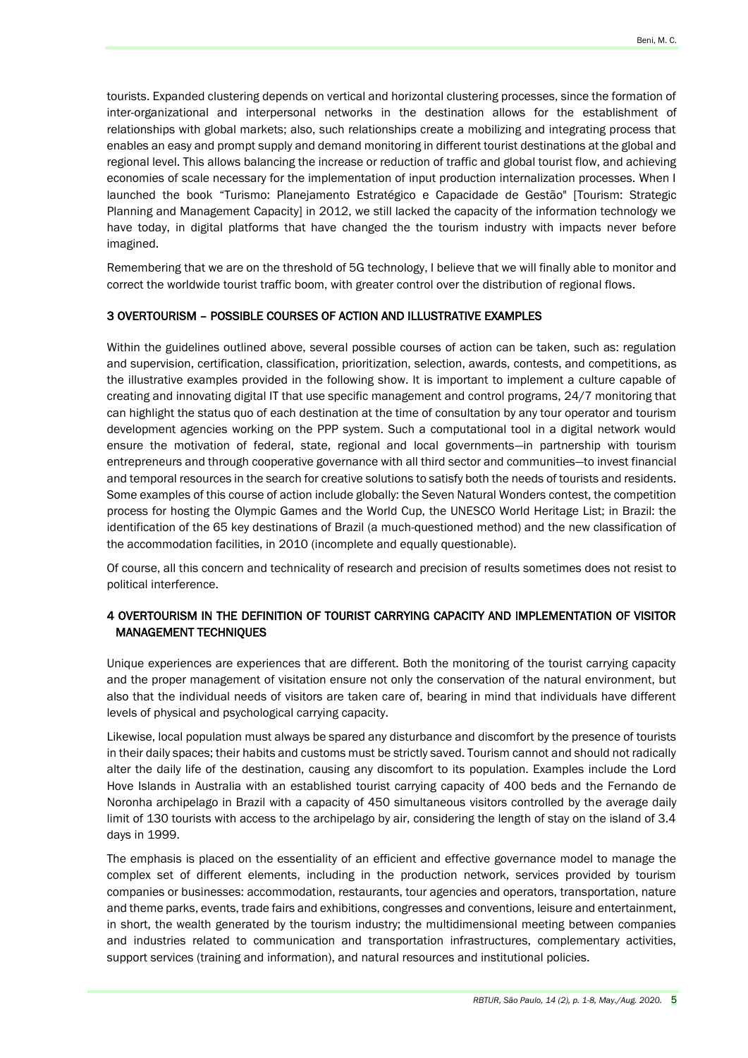tourists. Expanded clustering depends on vertical and horizontal clustering processes, since the formation of inter-organizational and interpersonal networks in the destination allows for the establishment of relationships with global markets; also, such relationships create a mobilizing and integrating process that enables an easy and prompt supply and demand monitoring in different tourist destinations at the global and regional level. This allows balancing the increase or reduction of traffic and global tourist flow, and achieving economies of scale necessary for the implementation of input production internalization processes. When I launched the book "Turismo: Planejamento Estratégico e Capacidade de Gestão" [Tourism: Strategic Planning and Management Capacity] in 2012, we still lacked the capacity of the information technology we have today, in digital platforms that have changed the the tourism industry with impacts never before imagined.

Remembering that we are on the threshold of 5G technology, I believe that we will finally able to monitor and correct the worldwide tourist traffic boom, with greater control over the distribution of regional flows.

## 3 OVERTOURISM – POSSIBLE COURSES OF ACTION AND ILLUSTRATIVE EXAMPLES

Within the guidelines outlined above, several possible courses of action can be taken, such as: regulation and supervision, certification, classification, prioritization, selection, awards, contests, and competitions, as the illustrative examples provided in the following show. It is important to implement a culture capable of creating and innovating digital IT that use specific management and control programs, 24/7 monitoring that can highlight the status quo of each destination at the time of consultation by any tour operator and tourism development agencies working on the PPP system. Such a computational tool in a digital network would ensure the motivation of federal, state, regional and local governments—in partnership with tourism entrepreneurs and through cooperative governance with all third sector and communities—to invest financial and temporal resources in the search for creative solutions to satisfy both the needs of tourists and residents. Some examples of this course of action include globally: the Seven Natural Wonders contest, the competition process for hosting the Olympic Games and the World Cup, the UNESCO World Heritage List; in Brazil: the identification of the 65 key destinations of Brazil (a much-questioned method) and the new classification of the accommodation facilities, in 2010 (incomplete and equally questionable).

Of course, all this concern and technicality of research and precision of results sometimes does not resist to political interference.

## 4 OVERTOURISM IN THE DEFINITION OF TOURIST CARRYING CAPACITY AND IMPLEMENTATION OF VISITOR MANAGEMENT TECHNIQUES

Unique experiences are experiences that are different. Both the monitoring of the tourist carrying capacity and the proper management of visitation ensure not only the conservation of the natural environment, but also that the individual needs of visitors are taken care of, bearing in mind that individuals have different levels of physical and psychological carrying capacity.

Likewise, local population must always be spared any disturbance and discomfort by the presence of tourists in their daily spaces; their habits and customs must be strictly saved. Tourism cannot and should not radically alter the daily life of the destination, causing any discomfort to its population. Examples include the Lord Hove Islands in Australia with an established tourist carrying capacity of 400 beds and the Fernando de Noronha archipelago in Brazil with a capacity of 450 simultaneous visitors controlled by the average daily limit of 130 tourists with access to the archipelago by air, considering the length of stay on the island of 3.4 days in 1999.

The emphasis is placed on the essentiality of an efficient and effective governance model to manage the complex set of different elements, including in the production network, services provided by tourism companies or businesses: accommodation, restaurants, tour agencies and operators, transportation, nature and theme parks, events, trade fairs and exhibitions, congresses and conventions, leisure and entertainment, in short, the wealth generated by the tourism industry; the multidimensional meeting between companies and industries related to communication and transportation infrastructures, complementary activities, support services (training and information), and natural resources and institutional policies.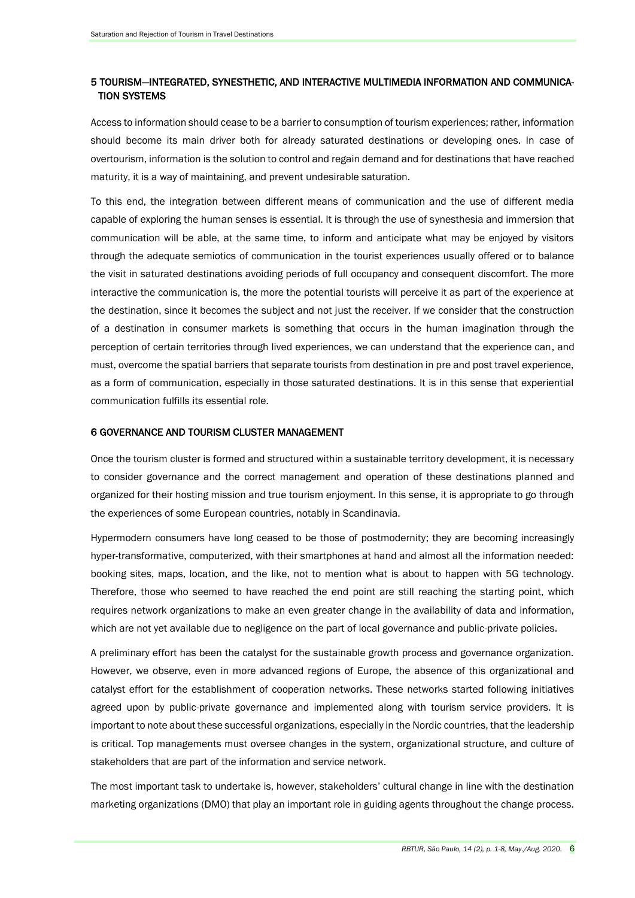## 5 TOURISM—INTEGRATED, SYNESTHETIC, AND INTERACTIVE MULTIMEDIA INFORMATION AND COMMUNICATION SYSTEMS

Access to information should cease to be a barrier to consumption of tourism experiences; rather, information should become its main driver both for already saturated destinations or developing ones. In case of overtourism, information is the solution to control and regain demand and for destinations that have reached maturity, it is a way of maintaining, and prevent undesirable saturation.

To this end, the integration between different means of communication and the use of different media capable of exploring the human senses is essential. It is through the use of synesthesia and immersion that communication will be able, at the same time, to inform and anticipate what may be enjoyed by visitors through the adequate semiotics of communication in the tourist experiences usually offered or to balance the visit in saturated destinations avoiding periods of full occupancy and consequent discomfort. The more interactive the communication is, the more the potential tourists will perceive it as part of the experience at the destination, since it becomes the subject and not just the receiver. If we consider that the construction of a destination in consumer markets is something that occurs in the human imagination through the perception of certain territories through lived experiences, we can understand that the experience can, and must, overcome the spatial barriers that separate tourists from destination in pre and post travel experience, as a form of communication, especially in those saturated destinations. It is in this sense that experiential communication fulfills its essential role.

## 6 GOVERNANCE AND TOURISM CLUSTER MANAGEMENT

Once the tourism cluster is formed and structured within a sustainable territory development, it is necessary to consider governance and the correct management and operation of these destinations planned and organized for their hosting mission and true tourism enjoyment. In this sense, it is appropriate to go through the experiences of some European countries, notably in Scandinavia.

Hypermodern consumers have long ceased to be those of postmodernity; they are becoming increasingly hyper-transformative, computerized, with their smartphones at hand and almost all the information needed: booking sites, maps, location, and the like, not to mention what is about to happen with 5G technology. Therefore, those who seemed to have reached the end point are still reaching the starting point, which requires network organizations to make an even greater change in the availability of data and information, which are not yet available due to negligence on the part of local governance and public-private policies.

A preliminary effort has been the catalyst for the sustainable growth process and governance organization. However, we observe, even in more advanced regions of Europe, the absence of this organizational and catalyst effort for the establishment of cooperation networks. These networks started following initiatives agreed upon by public-private governance and implemented along with tourism service providers. It is important to note about these successful organizations, especially in the Nordic countries, that the leadership is critical. Top managements must oversee changes in the system, organizational structure, and culture of stakeholders that are part of the information and service network.

The most important task to undertake is, however, stakeholders' cultural change in line with the destination marketing organizations (DMO) that play an important role in guiding agents throughout the change process.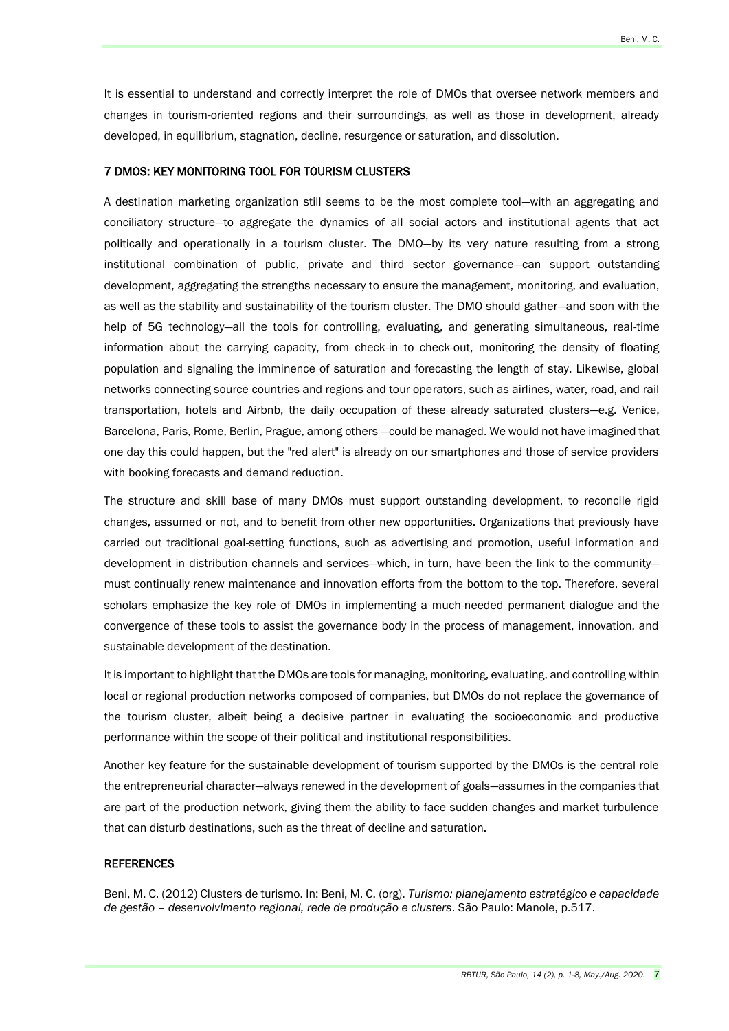It is essential to understand and correctly interpret the role of DMOs that oversee network members and changes in tourism-oriented regions and their surroundings, as well as those in development, already developed, in equilibrium, stagnation, decline, resurgence or saturation, and dissolution.

## 7 DMOS: KEY MONITORING TOOL FOR TOURISM CLUSTERS

A destination marketing organization still seems to be the most complete tool—with an aggregating and conciliatory structure—to aggregate the dynamics of all social actors and institutional agents that act politically and operationally in a tourism cluster. The DMO—by its very nature resulting from a strong institutional combination of public, private and third sector governance—can support outstanding development, aggregating the strengths necessary to ensure the management, monitoring, and evaluation, as well as the stability and sustainability of the tourism cluster. The DMO should gather—and soon with the help of 5G technology—all the tools for controlling, evaluating, and generating simultaneous, real-time information about the carrying capacity, from check-in to check-out, monitoring the density of floating population and signaling the imminence of saturation and forecasting the length of stay. Likewise, global networks connecting source countries and regions and tour operators, such as airlines, water, road, and rail transportation, hotels and Airbnb, the daily occupation of these already saturated clusters—e.g. Venice, Barcelona, Paris, Rome, Berlin, Prague, among others —could be managed. We would not have imagined that one day this could happen, but the "red alert" is already on our smartphones and those of service providers with booking forecasts and demand reduction.

The structure and skill base of many DMOs must support outstanding development, to reconcile rigid changes, assumed or not, and to benefit from other new opportunities. Organizations that previously have carried out traditional goal-setting functions, such as advertising and promotion, useful information and development in distribution channels and services—which, in turn, have been the link to the community—must continually renew maintenance and innovation efforts from the bottom to the top. Therefore, several scholars emphasize the key role of DMOs in implementing a much-needed permanent dialogue and the convergence of these tools to assist the governance body in the process of management, innovation, and sustainable development of the destination.

It is important to highlight that the DMOs are tools for managing, monitoring, evaluating, and controlling within local or regional production networks composed of companies, but DMOs do not replace the governance of the tourism cluster, albeit being a decisive partner in evaluating the socioeconomic and productive performance within the scope of their political and institutional responsibilities.

Another key feature for the sustainable development of tourism supported by the DMOs is the central role the entrepreneurial character—always renewed in the development of goals—assumes in the companies that are part of the production network, giving them the ability to face sudden changes and market turbulence that can disturb destinations, such as the threat of decline and saturation.

## REFERENCES

Beni, M. C. (2012) Clusters de turismo. In: Beni, M. C. (org). *Turismo: planejamento estratégico e capacidade de gestão – desenvolvimento regional, rede de produção e clusters*. São Paulo: Manole, p.517.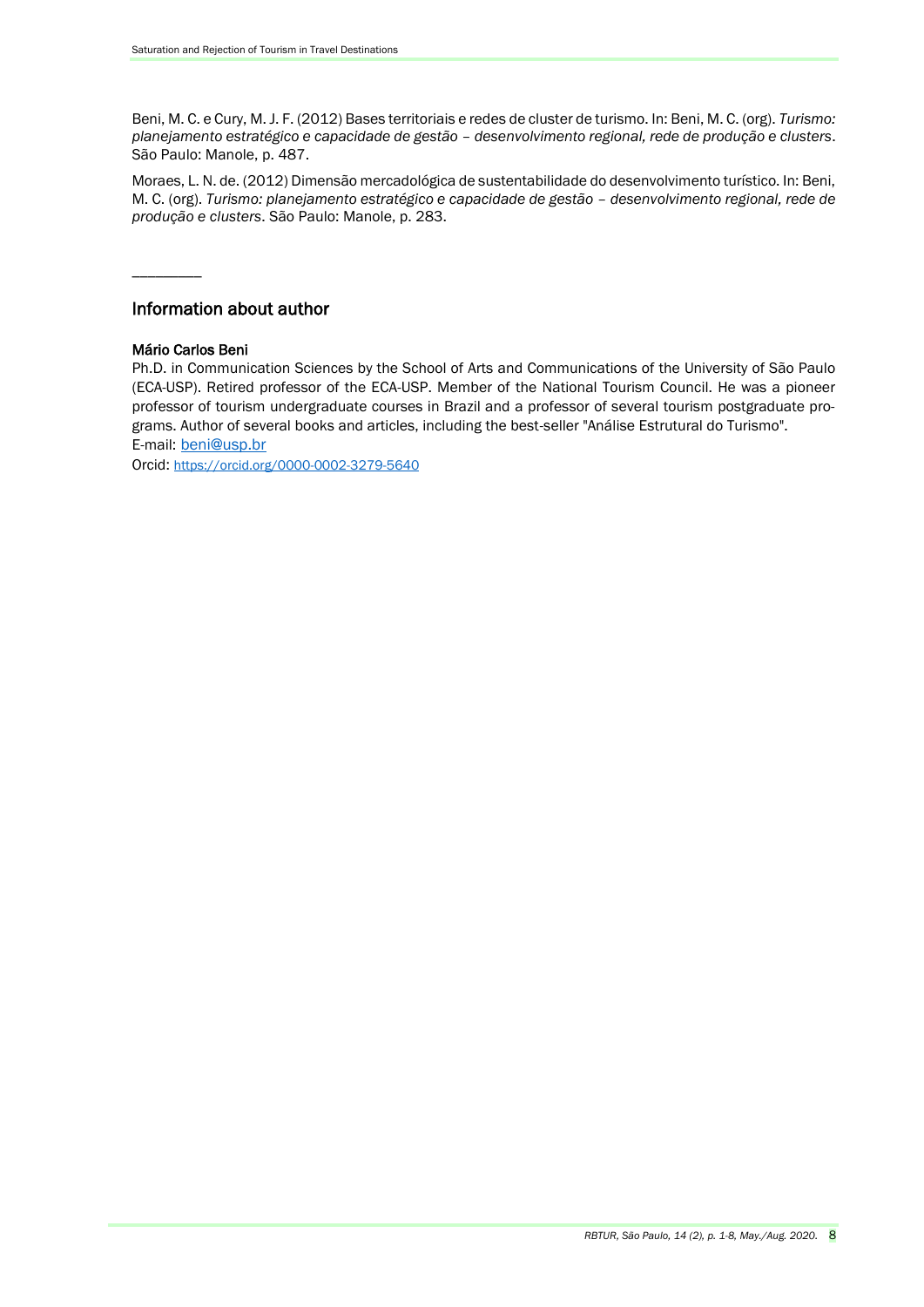Beni, M. C. e Cury, M. J. F. (2012) Bases territoriais e redes de cluster de turismo. In: Beni, M. C. (org). *Turismo: planejamento estratégico e capacidade de gestão – desenvolvimento regional, rede de produção e clusters*. São Paulo: Manole, p. 487.

Moraes, L. N. de. (2012) Dimensão mercadológica de sustentabilidade do desenvolvimento turístico. In: Beni, M. C. (org). *Turismo: planejamento estratégico e capacidade de gestão – desenvolvimento regional, rede de produção e clusters*. São Paulo: Manole, p. 283.

---

## Information about author

**Mário Carlos Beni**

Ph.D. in Communication Sciences by the School of Arts and Communications of the University of São Paulo (ECA-USP). Retired professor of the ECA-USP. Member of the National Tourism Council. He was a pioneer professor of tourism undergraduate courses in Brazil and a professor of several tourism postgraduate programs. Author of several books and articles, including the best-seller "Análise Estrutural do Turismo".

E-mail: beni@usp.br

Orcid: https://orcid.org/0000-0002-3279-5640